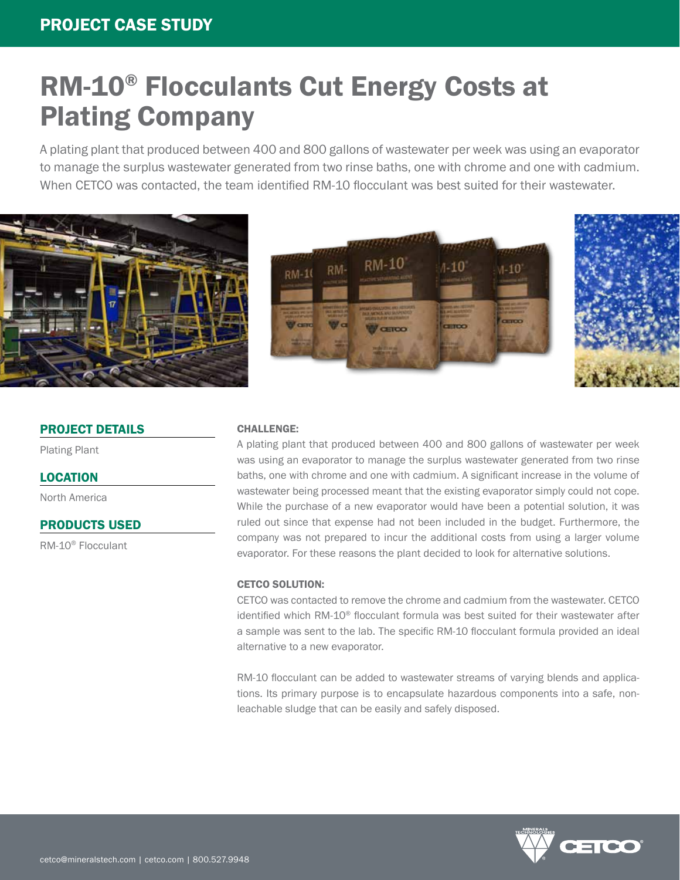PROJECT CASE STUDY

# RM-10® Flocculants Cut Energy Costs at Plating Company

A plating plant that produced between 400 and 800 gallons of wastewater per week was using an evaporator to manage the surplus wastewater generated from two rinse baths, one with chrome and one with cadmium. When CETCO was contacted, the team identified RM-10 flocculant was best suited for their wastewater.

## PROJECT DETAILS

Plating Plant

## LOCATION

North America

## PRODUCTS USED

RM-10® Flocculant

### CHALLENGE:

A plating plant that produced between 400 and 800 gallons of wastewater per week was using an evaporator to manage the surplus wastewater generated from two rinse baths, one with chrome and one with cadmium. A significant increase in the volume of wastewater being processed meant that the existing evaporator simply could not cope. While the purchase of a new evaporator would have been a potential solution, it was ruled out since that expense had not been included in the budget. Furthermore, the company was not prepared to incur the additional costs from using a larger volume evaporator. For these reasons the plant decided to look for alternative solutions.

### CETCO SOLUTION:

CETCO was contacted to remove the chrome and cadmium from the wastewater. CETCO identified which RM-10® flocculant formula was best suited for their wastewater after a sample was sent to the lab. The specific RM-10 flocculant formula provided an ideal alternative to a new evaporator.

RM-10 flocculant can be added to wastewater streams of varying blends and applications. Its primary purpose is to encapsulate hazardous components into a safe, non-leachable sludge that can be easily and safely disposed.

cetco@mineralstech.com | cetco.com | 800.527.9948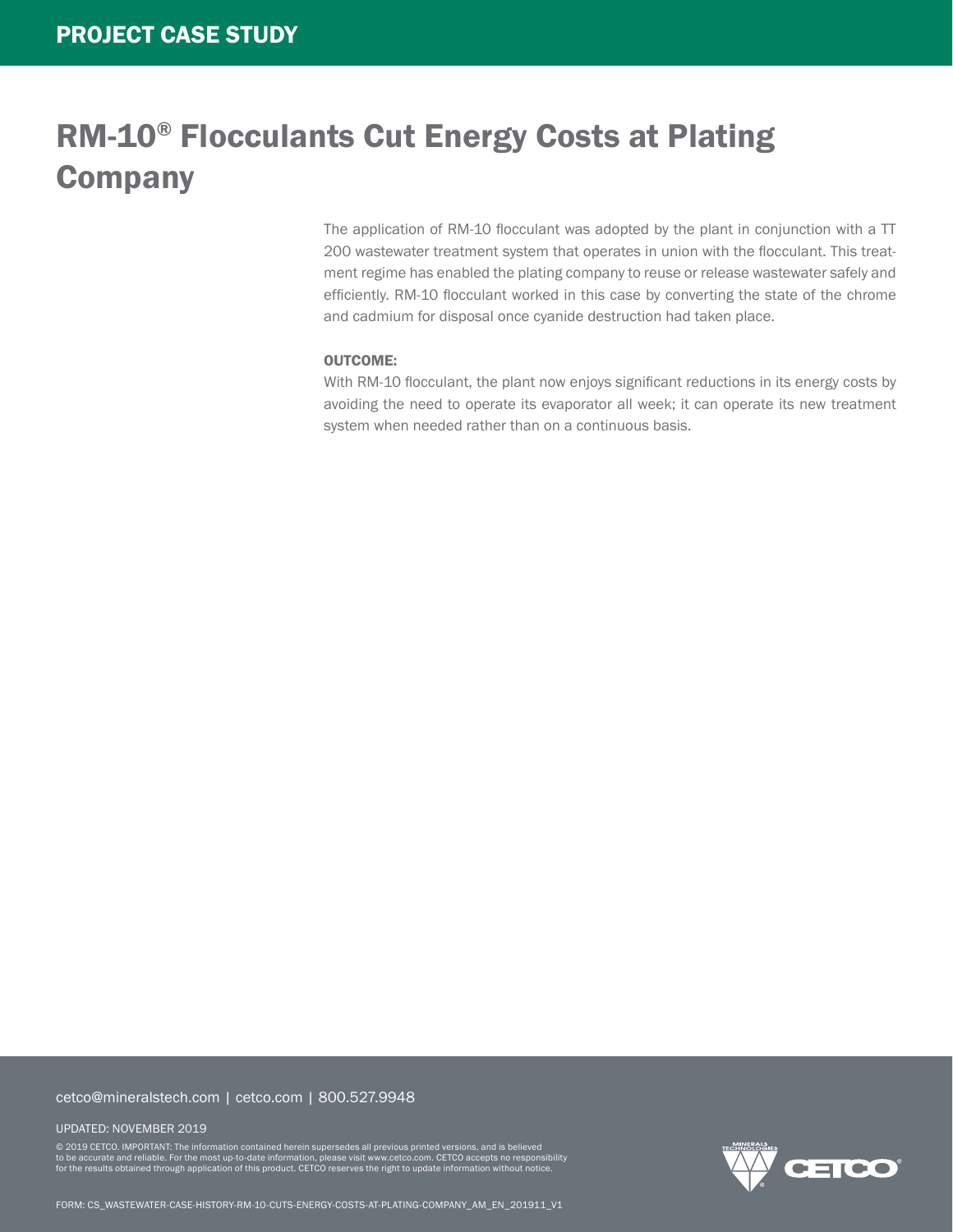# RM-10® Flocculants Cut Energy Costs at Plating Company

The application of RM-10 flocculant was adopted by the plant in conjunction with a TT 200 wastewater treatment system that operates in union with the flocculant. This treatment regime has enabled the plating company to reuse or release wastewater safely and efficiently. RM-10 flocculant worked in this case by converting the state of the chrome and cadmium for disposal once cyanide destruction had taken place.

### OUTCOME:

With RM-10 flocculant, the plant now enjoys significant reductions in its energy costs by avoiding the need to operate its evaporator all week; it can operate its new treatment system when needed rather than on a continuous basis.

cetco@mineralstech.com | cetco.com | 800.527.9948

UPDATED: NOVEMBER 2019

© 2019 CETCO. IMPORTANT: The information contained herein supersedes all previous printed versions, and is believed to be accurate and reliable. For the most up-to-date information, please visit www.cetco.com. CETCO accepts no responsibility for the results obtained through application of this product. CETCO reserves the right to update information without notice.

FORM: CS_WASTEWATER-CASE-HISTORY-RM-10-CUTS-ENERGY-COSTS-AT-PLATING-COMPANY_AM_EN_201911_V1